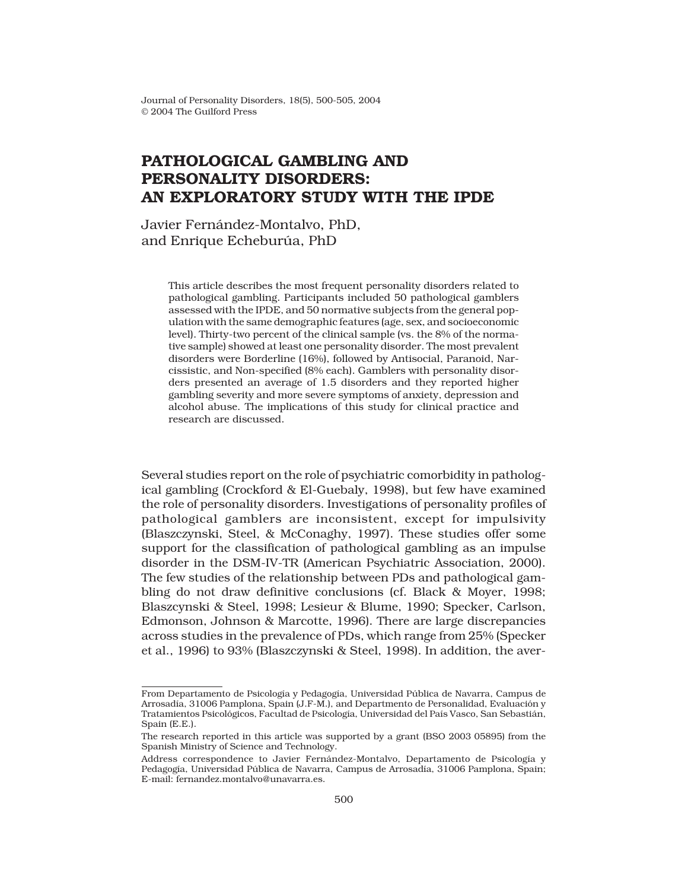# PATHOLOGICAL GAMBLING AND PERSONALITY DISORDERS: AN EXPLORATORY STUDY WITH THE IPDE

Javier Fernández-Montalvo, PhD, and Enrique Echeburúa, PhD

This article describes the most frequent personality disorders related to pathological gambling. Participants included 50 pathological gamblers assessed with the IPDE, and 50 normative subjects from the general population with the same demographic features (age, sex, and socioeconomic level). Thirty-two percent of the clinical sample (vs. the 8% of the normative sample) showed at least one personality disorder. The most prevalent disorders were Borderline (16%), followed by Antisocial, Paranoid, Narcissistic, and Non-specified (8% each). Gamblers with personality disorders presented an average of 1.5 disorders and they reported higher gambling severity and more severe symptoms of anxiety, depression and alcohol abuse. The implications of this study for clinical practice and research are discussed.

Several studies report on the role of psychiatric comorbidity in pathological gambling (Crockford & El-Guebaly, 1998), but few have examined the role of personality disorders. Investigations of personality profiles of pathological gamblers are inconsistent, except for impulsivity (Blaszczynski, Steel, & McConaghy, 1997). These studies offer some support for the classification of pathological gambling as an impulse disorder in the DSM-IV-TR (American Psychiatric Association, 2000). The few studies of the relationship between PDs and pathological gambling do not draw definitive conclusions (cf. Black & Moyer, 1998; Blaszcynski & Steel, 1998; Lesieur & Blume, 1990; Specker, Carlson, Edmonson, Johnson & Marcotte, 1996). There are large discrepancies across studies in the prevalence of PDs, which range from 25% (Specker et al., 1996) to 93% (Blaszczynski & Steel, 1998). In addition, the aver-

---

From Departamento de Psicología y Pedagogía, Universidad Pública de Navarra, Campus de Arrosadía, 31006 Pamplona, Spain (J.F-M.), and Departmento de Personalidad, Evaluación y Tratamientos Psicológicos, Facultad de Psicología, Universidad del País Vasco, San Sebastián, Spain (E.E.).

The research reported in this article was supported by a grant (BSO 2003 05895) from the Spanish Ministry of Science and Technology.

Address correspondence to Javier Fernández-Montalvo, Departamento de Psicología y Pedagogía, Universidad Pública de Navarra, Campus de Arrosadía, 31006 Pamplona, Spain; E-mail: fernandez.montalvo@unavarra.es.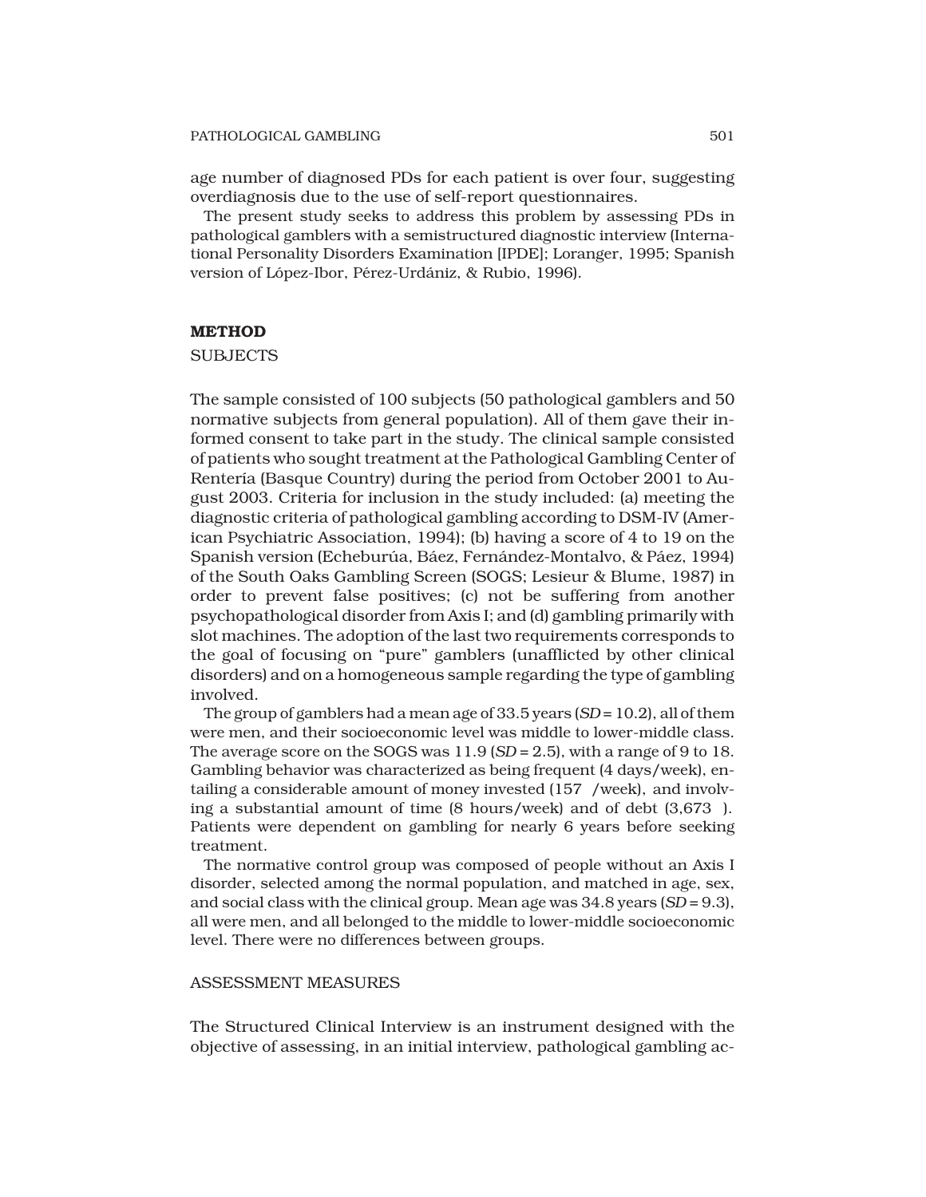age number of diagnosed PDs for each patient is over four, suggesting overdiagnosis due to the use of self-report questionnaires.

The present study seeks to address this problem by assessing PDs in pathological gamblers with a semistructured diagnostic interview (International Personality Disorders Examination [IPDE]; Loranger, 1995; Spanish version of López-Ibor, Pérez-Urdániz, & Rubio, 1996).

## METHOD

### SUBJECTS

The sample consisted of 100 subjects (50 pathological gamblers and 50 normative subjects from general population). All of them gave their informed consent to take part in the study. The clinical sample consisted of patients who sought treatment at the Pathological Gambling Center of Rentería (Basque Country) during the period from October 2001 to August 2003. Criteria for inclusion in the study included: (a) meeting the diagnostic criteria of pathological gambling according to DSM-IV (American Psychiatric Association, 1994); (b) having a score of 4 to 19 on the Spanish version (Echeburúa, Báez, Fernández-Montalvo, & Páez, 1994) of the South Oaks Gambling Screen (SOGS; Lesieur & Blume, 1987) in order to prevent false positives; (c) not be suffering from another psychopathological disorder from Axis I; and (d) gambling primarily with slot machines. The adoption of the last two requirements corresponds to the goal of focusing on "pure" gamblers (unafflicted by other clinical disorders) and on a homogeneous sample regarding the type of gambling involved.

The group of gamblers had a mean age of 33.5 years (*SD* = 10.2), all of them were men, and their socioeconomic level was middle to lower-middle class. The average score on the SOGS was 11.9 (*SD* = 2.5), with a range of 9 to 18. Gambling behavior was characterized as being frequent (4 days/week), entailing a considerable amount of money invested (157 /week), and involving a substantial amount of time (8 hours/week) and of debt (3,673 ). Patients were dependent on gambling for nearly 6 years before seeking treatment.

The normative control group was composed of people without an Axis I disorder, selected among the normal population, and matched in age, sex, and social class with the clinical group. Mean age was 34.8 years (*SD* = 9.3), all were men, and all belonged to the middle to lower-middle socioeconomic level. There were no differences between groups.

### ASSESSMENT MEASURES

The Structured Clinical Interview is an instrument designed with the objective of assessing, in an initial interview, pathological gambling ac-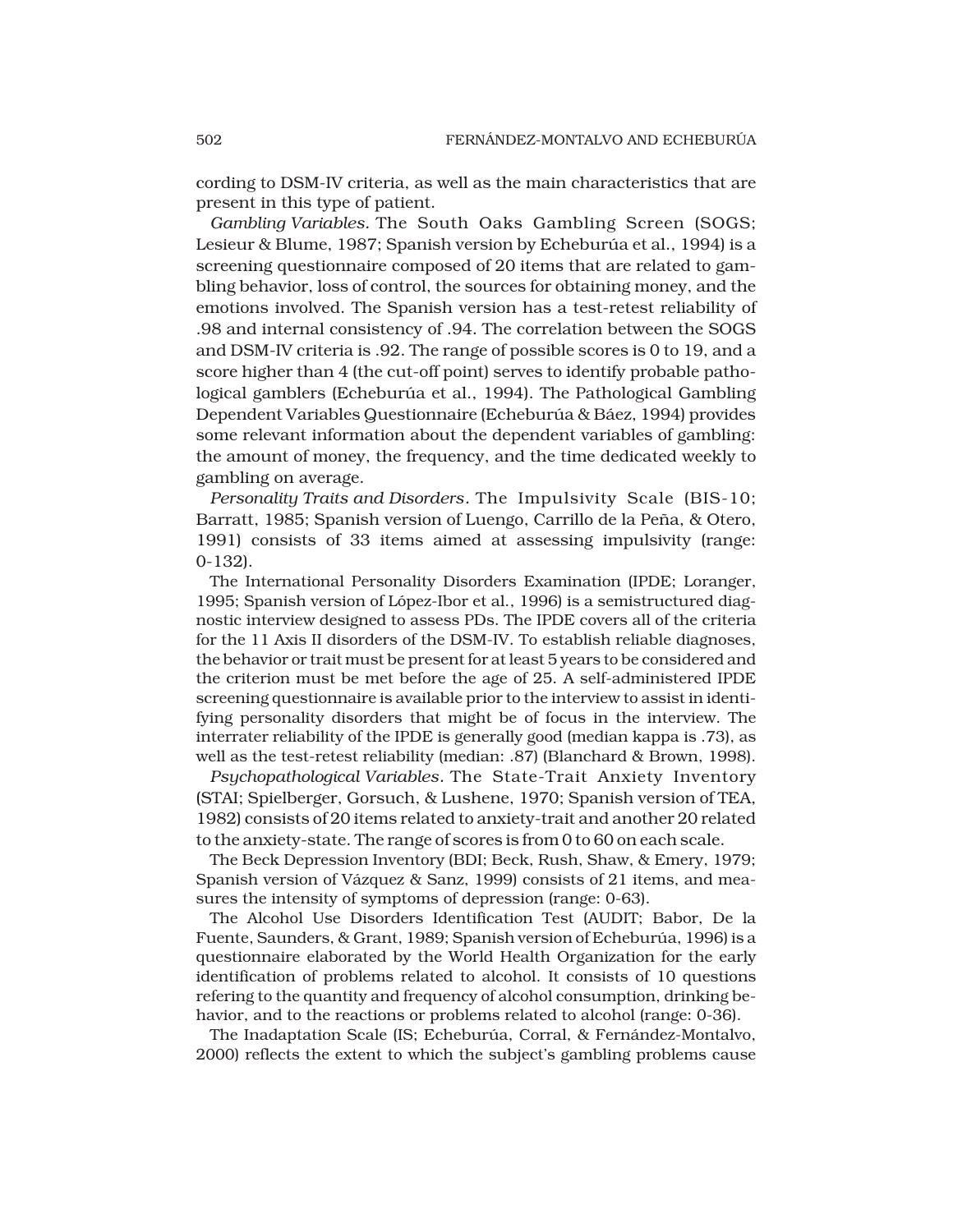cording to DSM-IV criteria, as well as the main characteristics that are present in this type of patient.

*Gambling Variables.* The South Oaks Gambling Screen (SOGS; Lesieur & Blume, 1987; Spanish version by Echeburúa et al., 1994) is a screening questionnaire composed of 20 items that are related to gambling behavior, loss of control, the sources for obtaining money, and the emotions involved. The Spanish version has a test-retest reliability of .98 and internal consistency of .94. The correlation between the SOGS and DSM-IV criteria is .92. The range of possible scores is 0 to 19, and a score higher than 4 (the cut-off point) serves to identify probable pathological gamblers (Echeburúa et al., 1994). The Pathological Gambling Dependent Variables Questionnaire (Echeburúa & Báez, 1994) provides some relevant information about the dependent variables of gambling: the amount of money, the frequency, and the time dedicated weekly to gambling on average.

*Personality Traits and Disorders.* The Impulsivity Scale (BIS-10; Barratt, 1985; Spanish version of Luengo, Carrillo de la Peña, & Otero, 1991) consists of 33 items aimed at assessing impulsivity (range: 0-132).

The International Personality Disorders Examination (IPDE; Loranger, 1995; Spanish version of López-Ibor et al., 1996) is a semistructured diagnostic interview designed to assess PDs. The IPDE covers all of the criteria for the 11 Axis II disorders of the DSM-IV. To establish reliable diagnoses, the behavior or trait must be present for at least 5 years to be considered and the criterion must be met before the age of 25. A self-administered IPDE screening questionnaire is available prior to the interview to assist in identifying personality disorders that might be of focus in the interview. The interrater reliability of the IPDE is generally good (median kappa is .73), as well as the test-retest reliability (median: .87) (Blanchard & Brown, 1998).

*Psychopathological Variables.* The State-Trait Anxiety Inventory (STAI; Spielberger, Gorsuch, & Lushene, 1970; Spanish version of TEA, 1982) consists of 20 items related to anxiety-trait and another 20 related to the anxiety-state. The range of scores is from 0 to 60 on each scale.

The Beck Depression Inventory (BDI; Beck, Rush, Shaw, & Emery, 1979; Spanish version of Vázquez & Sanz, 1999) consists of 21 items, and measures the intensity of symptoms of depression (range: 0-63).

The Alcohol Use Disorders Identification Test (AUDIT; Babor, De la Fuente, Saunders, & Grant, 1989; Spanish version of Echeburúa, 1996) is a questionnaire elaborated by the World Health Organization for the early identification of problems related to alcohol. It consists of 10 questions refering to the quantity and frequency of alcohol consumption, drinking behavior, and to the reactions or problems related to alcohol (range: 0-36).

The Inadaptation Scale (IS; Echeburúa, Corral, & Fernández-Montalvo, 2000) reflects the extent to which the subject's gambling problems cause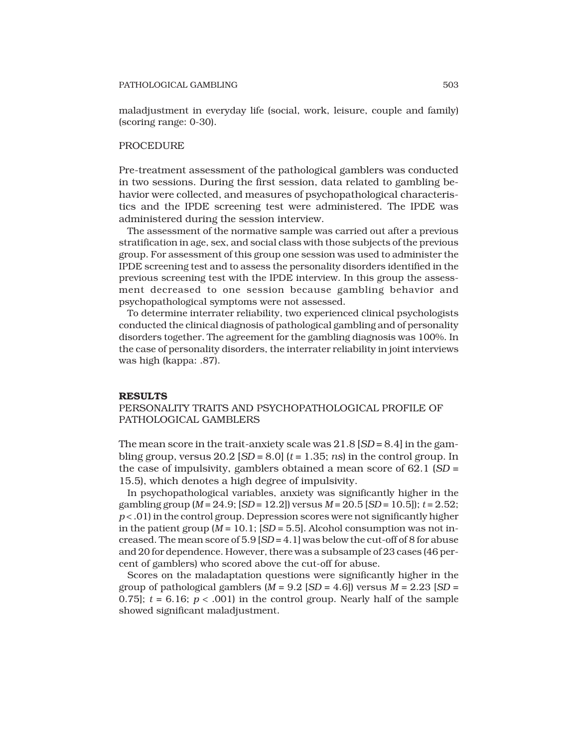maladjustment in everyday life (social, work, leisure, couple and family) (scoring range: 0-30).

## PROCEDURE

Pre-treatment assessment of the pathological gamblers was conducted in two sessions. During the first session, data related to gambling behavior were collected, and measures of psychopathological characteristics and the IPDE screening test were administered. The IPDE was administered during the session interview.

The assessment of the normative sample was carried out after a previous stratification in age, sex, and social class with those subjects of the previous group. For assessment of this group one session was used to administer the IPDE screening test and to assess the personality disorders identified in the previous screening test with the IPDE interview. In this group the assessment decreased to one session because gambling behavior and psychopathological symptoms were not assessed.

To determine interrater reliability, two experienced clinical psychologists conducted the clinical diagnosis of pathological gambling and of personality disorders together. The agreement for the gambling diagnosis was 100%. In the case of personality disorders, the interrater reliability in joint interviews was high (kappa: .87).

## RESULTS

### PERSONALITY TRAITS AND PSYCHOPATHOLOGICAL PROFILE OF PATHOLOGICAL GAMBLERS

The mean score in the trait-anxiety scale was 21.8 [*SD* = 8.4] in the gambling group, versus 20.2 [*SD* = 8.0] ($t = 1.35$; *ns*) in the control group. In the case of impulsivity, gamblers obtained a mean score of 62.1 (*SD* = 15.5), which denotes a high degree of impulsivity.

In psychopathological variables, anxiety was significantly higher in the gambling group (*M* = 24.9; [*SD* = 12.2]) versus *M* = 20.5 [*SD* = 10.5]); $t = 2.52$; $p < .01$) in the control group. Depression scores were not significantly higher in the patient group (*M* = 10.1; [*SD* = 5.5]. Alcohol consumption was not increased. The mean score of 5.9 [*SD* = 4.1] was below the cut-off of 8 for abuse and 20 for dependence. However, there was a subsample of 23 cases (46 percent of gamblers) who scored above the cut-off for abuse.

Scores on the maladaptation questions were significantly higher in the group of pathological gamblers (*M* = 9.2 [*SD* = 4.6]) versus *M* = 2.23 [*SD* = 0.75]; $t = 6.16$; $p < .001$) in the control group. Nearly half of the sample showed significant maladjustment.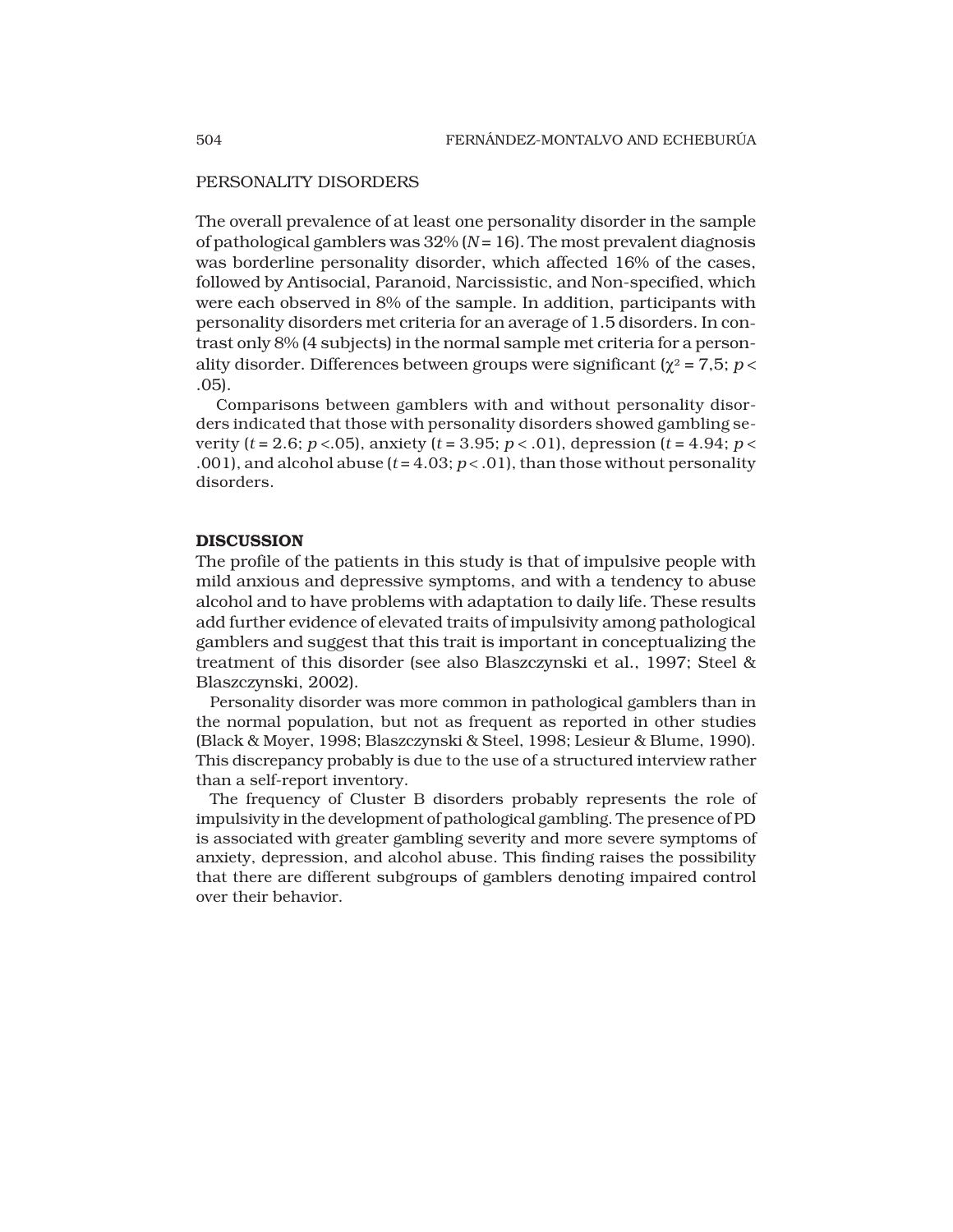## PERSONALITY DISORDERS

The overall prevalence of at least one personality disorder in the sample of pathological gamblers was 32% ($N = 16$). The most prevalent diagnosis was borderline personality disorder, which affected 16% of the cases, followed by Antisocial, Paranoid, Narcissistic, and Non-specified, which were each observed in 8% of the sample. In addition, participants with personality disorders met criteria for an average of 1.5 disorders. In contrast only 8% (4 subjects) in the normal sample met criteria for a personality disorder. Differences between groups were significant ($\chi^2 = 7{,}5$; $p < .05$).

Comparisons between gamblers with and without personality disorders indicated that those with personality disorders showed gambling severity ($t = 2.6$; $p < .05$), anxiety ($t = 3.95$; $p < .01$), depression ($t = 4.94$; $p < .001$), and alcohol abuse ($t = 4.03$; $p < .01$), than those without personality disorders.

## DISCUSSION

The profile of the patients in this study is that of impulsive people with mild anxious and depressive symptoms, and with a tendency to abuse alcohol and to have problems with adaptation to daily life. These results add further evidence of elevated traits of impulsivity among pathological gamblers and suggest that this trait is important in conceptualizing the treatment of this disorder (see also Blaszczynski et al., 1997; Steel & Blaszczynski, 2002).

Personality disorder was more common in pathological gamblers than in the normal population, but not as frequent as reported in other studies (Black & Moyer, 1998; Blaszczynski & Steel, 1998; Lesieur & Blume, 1990). This discrepancy probably is due to the use of a structured interview rather than a self-report inventory.

The frequency of Cluster B disorders probably represents the role of impulsivity in the development of pathological gambling. The presence of PD is associated with greater gambling severity and more severe symptoms of anxiety, depression, and alcohol abuse. This finding raises the possibility that there are different subgroups of gamblers denoting impaired control over their behavior.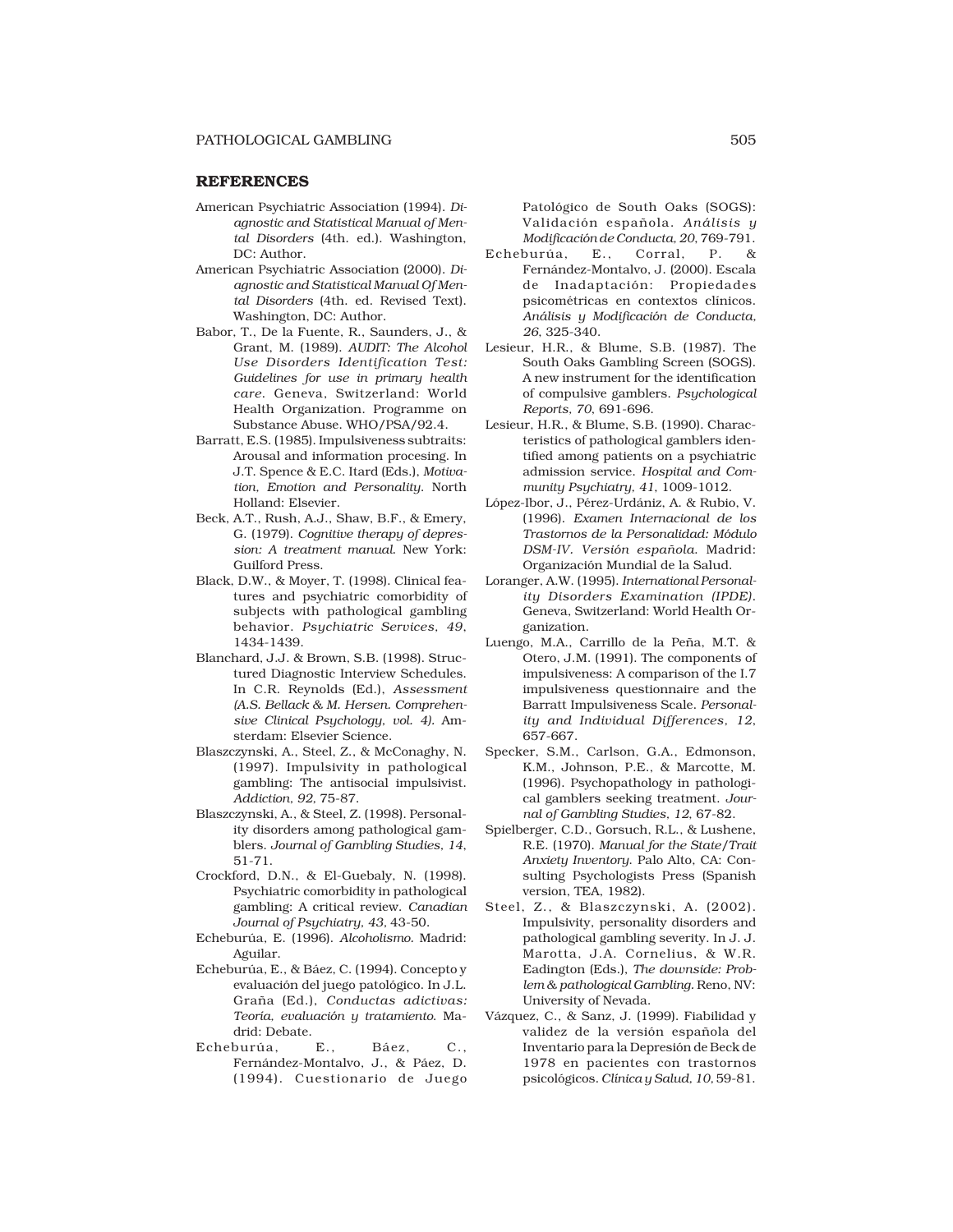## REFERENCES

- American Psychiatric Association (1994). *Diagnostic and Statistical Manual of Mental Disorders* (4th. ed.). Washington, DC: Author.
- American Psychiatric Association (2000). *Diagnostic and Statistical Manual Of Mental Disorders* (4th. ed. Revised Text). Washington, DC: Author.
- Babor, T., De la Fuente, R., Saunders, J., & Grant, M. (1989). *AUDIT: The Alcohol Use Disorders Identification Test: Guidelines for use in primary health care*. Geneva, Switzerland: World Health Organization. Programme on Substance Abuse. WHO/PSA/92.4.
- Barratt, E.S. (1985). Impulsiveness subtraits: Arousal and information procesing. In J.T. Spence & E.C. Itard (Eds.), *Motivation, Emotion and Personality*. North Holland: Elsevier.
- Beck, A.T., Rush, A.J., Shaw, B.F., & Emery, G. (1979). *Cognitive therapy of depression: A treatment manual*. New York: Guilford Press.
- Black, D.W., & Moyer, T. (1998). Clinical features and psychiatric comorbidity of subjects with pathological gambling behavior. *Psychiatric Services, 49*, 1434-1439.
- Blanchard, J.J. & Brown, S.B. (1998). Structured Diagnostic Interview Schedules. In C.R. Reynolds (Ed.), *Assessment (A.S. Bellack & M. Hersen. Comprehensive Clinical Psychology, vol. 4)*. Amsterdam: Elsevier Science.
- Blaszczynski, A., Steel, Z., & McConaghy, N. (1997). Impulsivity in pathological gambling: The antisocial impulsivist. *Addiction, 92*, 75-87.
- Blaszczynski, A., & Steel, Z. (1998). Personality disorders among pathological gamblers. *Journal of Gambling Studies, 14*, 51-71.
- Crockford, D.N., & El-Guebaly, N. (1998). Psychiatric comorbidity in pathological gambling: A critical review. *Canadian Journal of Psychiatry, 43*, 43-50.
- Echeburúa, E. (1996). *Alcoholismo.* Madrid: Aguilar.
- Echeburúa, E., & Báez, C. (1994). Concepto y evaluación del juego patológico. In J.L. Graña (Ed.), *Conductas adictivas: Teoría, evaluación y tratamiento*. Madrid: Debate.
- Echeburúa, E., Báez, C., Fernández-Montalvo, J., & Páez, D. (1994). Cuestionario de Juego Patológico de South Oaks (SOGS): Validación española. *Análisis y Modificación de Conducta, 20*, 769-791.
- Echeburúa, E., Corral, P. & Fernández-Montalvo, J. (2000). Escala de Inadaptación: Propiedades psicométricas en contextos clínicos. *Análisis y Modificación de Conducta, 26*, 325-340.
- Lesieur, H.R., & Blume, S.B. (1987). The South Oaks Gambling Screen (SOGS). A new instrument for the identification of compulsive gamblers. *Psychological Reports, 70*, 691-696.
- Lesieur, H.R., & Blume, S.B. (1990). Characteristics of pathological gamblers identified among patients on a psychiatric admission service. *Hospital and Community Psychiatry, 41*, 1009-1012.
- López-Ibor, J., Pérez-Urdániz, A. & Rubio, V. (1996). *Examen Internacional de los Trastornos de la Personalidad: Módulo DSM-IV. Versión española.* Madrid: Organización Mundial de la Salud.
- Loranger, A.W. (1995). *International Personality Disorders Examination (IPDE)*. Geneva, Switzerland: World Health Organization.
- Luengo, M.A., Carrillo de la Peña, M.T. & Otero, J.M. (1991). The components of impulsiveness: A comparison of the I.7 impulsiveness questionnaire and the Barratt Impulsiveness Scale. *Personality and Individual Differences, 12*, 657-667.
- Specker, S.M., Carlson, G.A., Edmonson, K.M., Johnson, P.E., & Marcotte, M. (1996). Psychopathology in pathological gamblers seeking treatment. *Journal of Gambling Studies, 12*, 67-82.
- Spielberger, C.D., Gorsuch, R.L., & Lushene, R.E. (1970). *Manual for the State/Trait Anxiety Inventory*. Palo Alto, CA: Consulting Psychologists Press (Spanish version, TEA, 1982).
- Steel, Z., & Blaszczynski, A. (2002). Impulsivity, personality disorders and pathological gambling severity. In J. J. Marotta, J.A. Cornelius, & W.R. Eadington (Eds.), *The downside: Problem & pathological Gambling*. Reno, NV: University of Nevada.
- Vázquez, C., & Sanz, J. (1999). Fiabilidad y validez de la versión española del Inventario para la Depresión de Beck de 1978 en pacientes con trastornos psicológicos. *Clínica y Salud, 10*, 59-81.